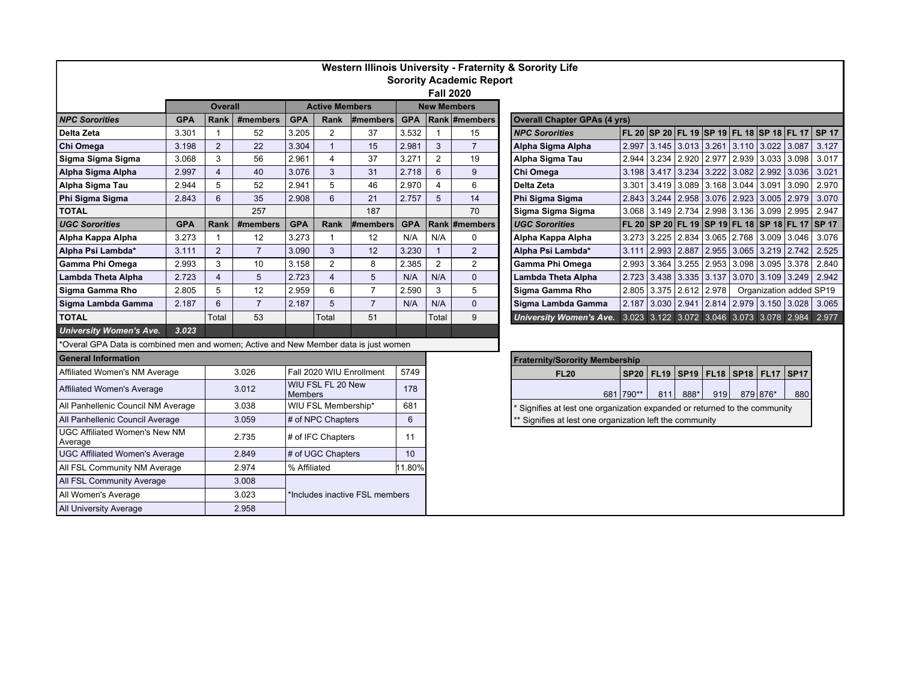# Western Illinois University - Fraternity & Sorority Life

## Sorority Academic Report

### Fall 2020

| | Overall | | | Active Members | | | New Members | | |
|---|---|---|---|---|---|---|---|---|---|
| ***NPC Sororities*** | **GPA** | **Rank** | **#members** | **GPA** | **Rank** | **#members** | **GPA** | **Rank** | **#members** |
| **Delta Zeta** | 3.301 | 1 | 52 | 3.205 | 2 | 37 | 3.532 | 1 | 15 |
| **Chi Omega** | 3.198 | 2 | 22 | 3.304 | 1 | 15 | 2.981 | 3 | 7 |
| **Sigma Sigma Sigma** | 3.068 | 3 | 56 | 2.961 | 4 | 37 | 3.271 | 2 | 19 |
| **Alpha Sigma Alpha** | 2.997 | 4 | 40 | 3.076 | 3 | 31 | 2.718 | 6 | 9 |
| **Alpha Sigma Tau** | 2.944 | 5 | 52 | 2.941 | 5 | 46 | 2.970 | 4 | 6 |
| **Phi Sigma Sigma** | 2.843 | 6 | 35 | 2.908 | 6 | 21 | 2.757 | 5 | 14 |
| **TOTAL** | | | 257 | | | 187 | | | 70 |
| ***UGC Sororities*** | **GPA** | **Rank** | **#members** | **GPA** | **Rank** | **#members** | **GPA** | **Rank** | **#members** |
| **Alpha Kappa Alpha** | 3.273 | 1 | 12 | 3.273 | 1 | 12 | N/A | N/A | 0 |
| **Alpha Psi Lambda*** | 3.111 | 2 | 7 | 3.090 | 3 | 12 | 3.230 | 1 | 2 |
| **Gamma Phi Omega** | 2.993 | 3 | 10 | 3.158 | 2 | 8 | 2.385 | 2 | 2 |
| **Lambda Theta Alpha** | 2.723 | 4 | 5 | 2.723 | 4 | 5 | N/A | N/A | 0 |
| **Sigma Gamma Rho** | 2.805 | 5 | 12 | 2.959 | 6 | 7 | 2.590 | 3 | 5 |
| **Sigma Lambda Gamma** | 2.187 | 6 | 7 | 2.187 | 5 | 7 | N/A | N/A | 0 |
| **TOTAL** | | Total | 53 | | Total | 51 | | Total | 9 |
| ***University Women's Ave.*** | ***3.023*** | | | | | | | | |

*Overal GPA Data is combined men and women; Active and New Member data is just women

| General Information | | | |
|---|---|---|---|
| Affiliated Women's NM Average | 3.026 | Fall 2020 WIU Enrollment | 5749 |
| Affiliated Women's Average | 3.012 | WIU FSL FL 20 New Members | 178 |
| All Panhellenic Council NM Average | 3.038 | WIU FSL Membership* | 681 |
| All Panhellenic Council Average | 3.059 | # of NPC Chapters | 6 |
| UGC Affiliated Women's New NM Average | 2.735 | # of IFC Chapters | 11 |
| UGC Affiliated Women's Average | 2.849 | # of UGC Chapters | 10 |
| All FSL Community NM Average | 2.974 | % Affiliated | 11.80% |
| All FSL Community Average | 3.008 | *Includes inactive FSL members | |
| All Women's Average | 3.023 | | |
| All University Average | 2.958 | | |

| Overall Chapter GPAs (4 yrs) | | | | | | | | |
|---|---|---|---|---|---|---|---|---|
| ***NPC Sororities*** | **FL 20** | **SP 20** | **FL 19** | **SP 19** | **FL 18** | **SP 18** | **FL 17** | **SP 17** |
| **Alpha Sigma Alpha** | 2.997 | 3.145 | 3.013 | 3.261 | 3.110 | 3.022 | 3.087 | 3.127 |
| **Alpha Sigma Tau** | 2.944 | 3.234 | 2.920 | 2.977 | 2.939 | 3.033 | 3.098 | 3.017 |
| **Chi Omega** | 3.198 | 3.417 | 3.234 | 3.222 | 3.082 | 2.992 | 3.036 | 3.021 |
| **Delta Zeta** | 3.301 | 3.419 | 3.089 | 3.168 | 3.044 | 3.091 | 3.090 | 2.970 |
| **Phi Sigma Sigma** | 2.843 | 3.244 | 2.958 | 3.076 | 2.923 | 3.005 | 2.979 | 3.070 |
| **Sigma Sigma Sigma** | 3.068 | 3.149 | 2.734 | 2.998 | 3.136 | 3.099 | 2.995 | 2.947 |
| ***UGC Sororities*** | **FL 20** | **SP 20** | **FL 19** | **SP 19** | **FL 18** | **SP 18** | **FL 17** | **SP 17** |
| **Alpha Kappa Alpha** | 3.273 | 3.225 | 2.834 | 3.065 | 2.768 | 3.009 | 3.046 | 3.076 |
| **Alpha Psi Lambda*** | 3.111 | 2.993 | 2.887 | 2.955 | 3.065 | 3.219 | 2.742 | 2.525 |
| **Gamma Phi Omega** | 2.993 | 3.364 | 3.255 | 2.953 | 3.098 | 3.095 | 3.378 | 2.840 |
| **Lambda Theta Alpha** | 2.723 | 3.438 | 3.335 | 3.137 | 3.070 | 3.109 | 3.249 | 2.942 |
| **Sigma Gamma Rho** | 2.805 | 3.375 | 2.612 | 2.978 | Organization added SP19 | | | |
| **Sigma Lambda Gamma** | 2.187 | 3.030 | 2.941 | 2.814 | 2.979 | 3.150 | 3.028 | 3.065 |
| ***University Women's Ave.*** | 3.023 | 3.122 | 3.072 | 3.046 | 3.073 | 3.078 | 2.984 | 2.977 |

| Fraternity/Sorority Membership | | | | | | | |
|---|---|---|---|---|---|---|---|
| **FL20** | **SP20** | **FL19** | **SP19** | **FL18** | **SP18** | **FL17** | **SP17** |
| 681 | 790** | 811 | 888* | 919 | 879 | 876* | 880 |

\* Signifies at lest one organization expanded or returned to the community

** Signifies at lest one organization left the community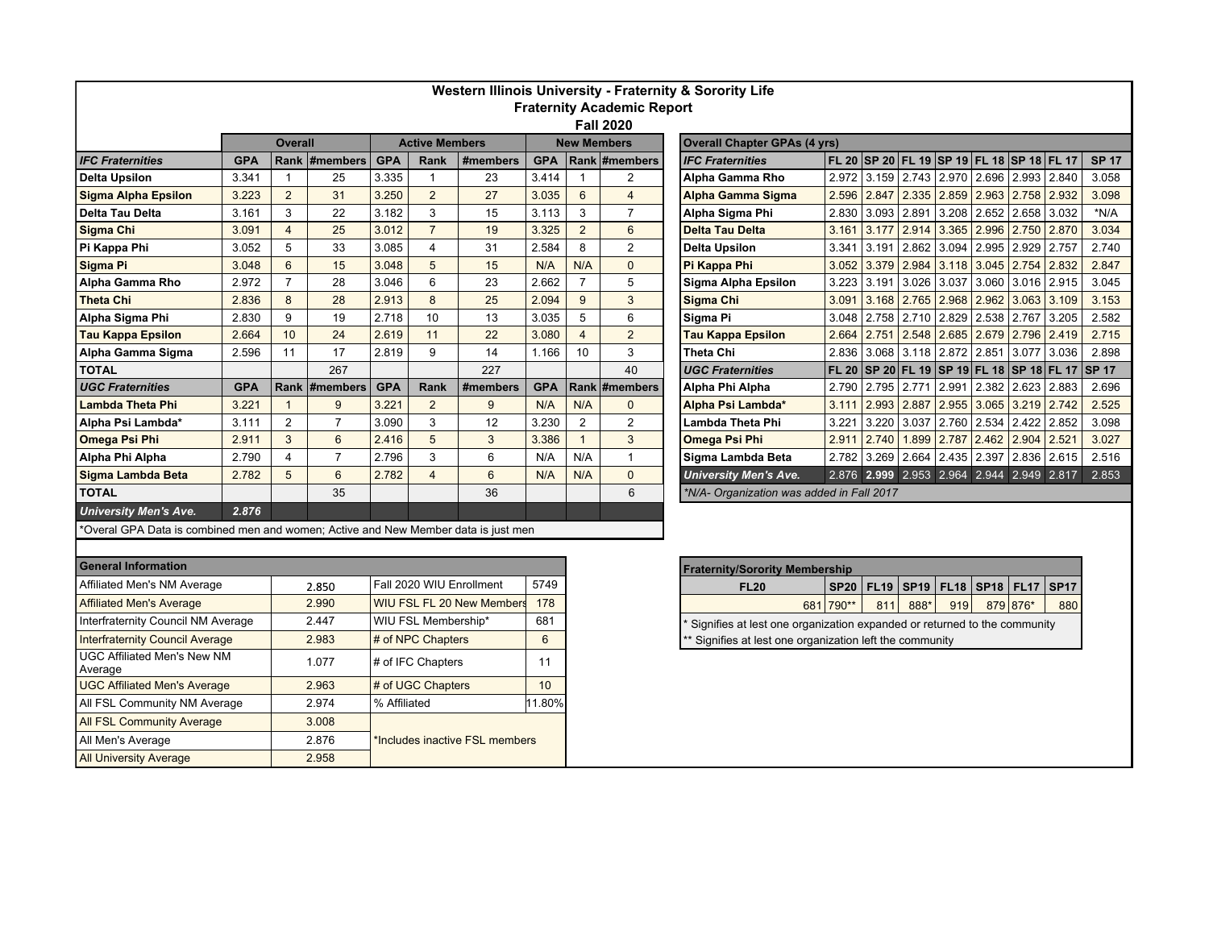# Western Illinois University - Fraternity & Sorority Life
## Fraternity Academic Report
### Fall 2020

| | Overall | | | Active Members | | | New Members | | |
|---|---|---|---|---|---|---|---|---|---|
| ***IFC Fraternities*** | **GPA** | **Rank** | **#members** | **GPA** | **Rank** | **#members** | **GPA** | **Rank** | **#members** |
| **Delta Upsilon** | 3.341 | 1 | 25 | 3.335 | 1 | 23 | 3.414 | 1 | 2 |
| **Sigma Alpha Epsilon** | 3.223 | 2 | 31 | 3.250 | 2 | 27 | 3.035 | 6 | 4 |
| **Delta Tau Delta** | 3.161 | 3 | 22 | 3.182 | 3 | 15 | 3.113 | 3 | 7 |
| **Sigma Chi** | 3.091 | 4 | 25 | 3.012 | 7 | 19 | 3.325 | 2 | 6 |
| **Pi Kappa Phi** | 3.052 | 5 | 33 | 3.085 | 4 | 31 | 2.584 | 8 | 2 |
| **Sigma Pi** | 3.048 | 6 | 15 | 3.048 | 5 | 15 | N/A | N/A | 0 |
| **Alpha Gamma Rho** | 2.972 | 7 | 28 | 3.046 | 6 | 23 | 2.662 | 7 | 5 |
| **Theta Chi** | 2.836 | 8 | 28 | 2.913 | 8 | 25 | 2.094 | 9 | 3 |
| **Alpha Sigma Phi** | 2.830 | 9 | 19 | 2.718 | 10 | 13 | 3.035 | 5 | 6 |
| **Tau Kappa Epsilon** | 2.664 | 10 | 24 | 2.619 | 11 | 22 | 3.080 | 4 | 2 |
| **Alpha Gamma Sigma** | 2.596 | 11 | 17 | 2.819 | 9 | 14 | 1.166 | 10 | 3 |
| **TOTAL** | | | 267 | | | 227 | | | 40 |
| ***UGC Fraternities*** | **GPA** | **Rank** | **#members** | **GPA** | **Rank** | **#members** | **GPA** | **Rank** | **#members** |
| **Lambda Theta Phi** | 3.221 | 1 | 9 | 3.221 | 2 | 9 | N/A | N/A | 0 |
| **Alpha Psi Lambda*** | 3.111 | 2 | 7 | 3.090 | 3 | 12 | 3.230 | 2 | 2 |
| **Omega Psi Phi** | 2.911 | 3 | 6 | 2.416 | 5 | 3 | 3.386 | 1 | 3 |
| **Alpha Phi Alpha** | 2.790 | 4 | 7 | 2.796 | 3 | 6 | N/A | N/A | 1 |
| **Sigma Lambda Beta** | 2.782 | 5 | 6 | 2.782 | 4 | 6 | N/A | N/A | 0 |
| **TOTAL** | | | 35 | | | 36 | | | 6 |
| ***University Men's Ave.*** | ***2.876*** | | | | | | | | |

*Overal GPA Data is combined men and women; Active and New Member data is just men

| **Overall Chapter GPAs (4 yrs)** | | | | | | | | |
|---|---|---|---|---|---|---|---|---|
| ***IFC Fraternities*** | **FL 20** | **SP 20** | **FL 19** | **SP 19** | **FL 18** | **SP 18** | **FL 17** | **SP 17** |
| **Alpha Gamma Rho** | 2.972 | 3.159 | 2.743 | 2.970 | 2.696 | 2.993 | 2.840 | 3.058 |
| **Alpha Gamma Sigma** | 2.596 | 2.847 | 2.335 | 2.859 | 2.963 | 2.758 | 2.932 | 3.098 |
| **Alpha Sigma Phi** | 2.830 | 3.093 | 2.891 | 3.208 | 2.652 | 2.658 | 3.032 | *N/A |
| **Delta Tau Delta** | 3.161 | 3.177 | 2.914 | 3.365 | 2.996 | 2.750 | 2.870 | 3.034 |
| **Delta Upsilon** | 3.341 | 3.191 | 2.862 | 3.094 | 2.995 | 2.929 | 2.757 | 2.740 |
| **Pi Kappa Phi** | 3.052 | 3.379 | 2.984 | 3.118 | 3.045 | 2.754 | 2.832 | 2.847 |
| **Sigma Alpha Epsilon** | 3.223 | 3.191 | 3.026 | 3.037 | 3.060 | 3.016 | 2.915 | 3.045 |
| **Sigma Chi** | 3.091 | 3.168 | 2.765 | 2.968 | 2.962 | 3.063 | 3.109 | 3.153 |
| **Sigma Pi** | 3.048 | 2.758 | 2.710 | 2.829 | 2.538 | 2.767 | 3.205 | 2.582 |
| **Tau Kappa Epsilon** | 2.664 | 2.751 | 2.548 | 2.685 | 2.679 | 2.796 | 2.419 | 2.715 |
| **Theta Chi** | 2.836 | 3.068 | 3.118 | 2.872 | 2.851 | 3.077 | 3.036 | 2.898 |
| ***UGC Fraternities*** | **FL 20** | **SP 20** | **FL 19** | **SP 19** | **FL 18** | **SP 18** | **FL 17** | **SP 17** |
| **Alpha Phi Alpha** | 2.790 | 2.795 | 2.771 | 2.991 | 2.382 | 2.623 | 2.883 | 2.696 |
| **Alpha Psi Lambda*** | 3.111 | 2.993 | 2.887 | 2.955 | 3.065 | 3.219 | 2.742 | 2.525 |
| **Lambda Theta Phi** | 3.221 | 3.220 | 3.037 | 2.760 | 2.534 | 2.422 | 2.852 | 3.098 |
| **Omega Psi Phi** | 2.911 | 2.740 | 1.899 | 2.787 | 2.462 | 2.904 | 2.521 | 3.027 |
| **Sigma Lambda Beta** | 2.782 | 3.269 | 2.664 | 2.435 | 2.397 | 2.836 | 2.615 | 2.516 |
| ***University Men's Ave.*** | 2.876 | **2.999** | 2.953 | 2.964 | 2.944 | 2.949 | 2.817 | 2.853 |

*N/A- Organization was added in Fall 2017

| **General Information** | | | |
|---|---|---|---|
| Affiliated Men's NM Average | 2.850 | Fall 2020 WIU Enrollment | 5749 |
| Affiliated Men's Average | 2.990 | WIU FSL FL 20 New Members | 178 |
| Interfraternity Council NM Average | 2.447 | WIU FSL Membership* | 681 |
| Interfraternity Council Average | 2.983 | # of NPC Chapters | 6 |
| UGC Affiliated Men's New NM Average | 1.077 | # of IFC Chapters | 11 |
| UGC Affiliated Men's Average | 2.963 | # of UGC Chapters | 10 |
| All FSL Community NM Average | 2.974 | % Affiliated | 11.80% |
| All FSL Community Average | 3.008 | *Includes inactive FSL members | |
| All Men's Average | 2.876 | | |
| All University Average | 2.958 | | |

| **Fraternity/Sorority Membership** | | | | | | | |
|---|---|---|---|---|---|---|---|
| **FL20** | **SP20** | **FL19** | **SP19** | **FL18** | **SP18** | **FL17** | **SP17** |
| 681 | 790** | 811 | 888* | 919 | 879 | 876* | 880 |

\* Signifies at lest one organization expanded or returned to the community

** Signifies at lest one organization left the community